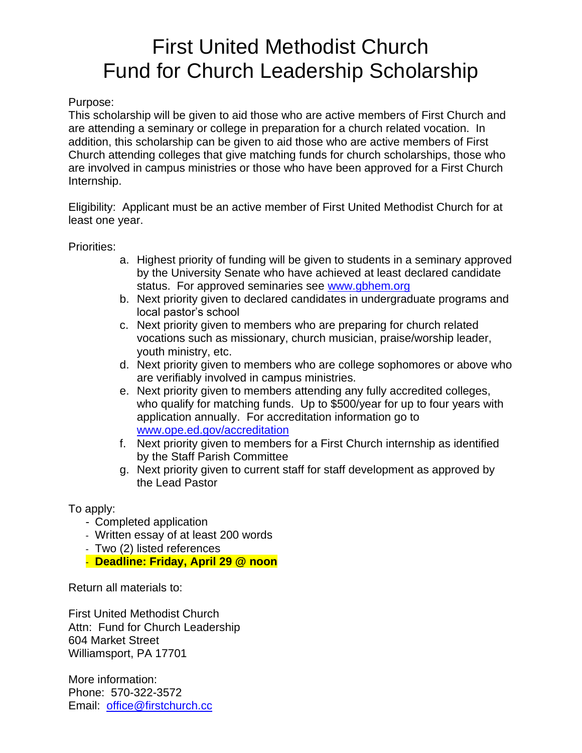# First United Methodist Church
# Fund for Church Leadership Scholarship

Purpose:
This scholarship will be given to aid those who are active members of First Church and are attending a seminary or college in preparation for a church related vocation. In addition, this scholarship can be given to aid those who are active members of First Church attending colleges that give matching funds for church scholarships, those who are involved in campus ministries or those who have been approved for a First Church Internship.

Eligibility: Applicant must be an active member of First United Methodist Church for at least one year.

Priorities:

a. Highest priority of funding will be given to students in a seminary approved by the University Senate who have achieved at least declared candidate status. For approved seminaries see www.gbhem.org
b. Next priority given to declared candidates in undergraduate programs and local pastor's school
c. Next priority given to members who are preparing for church related vocations such as missionary, church musician, praise/worship leader, youth ministry, etc.
d. Next priority given to members who are college sophomores or above who are verifiably involved in campus ministries.
e. Next priority given to members attending any fully accredited colleges, who qualify for matching funds. Up to $500/year for up to four years with application annually. For accreditation information go to www.ope.ed.gov/accreditation
f. Next priority given to members for a First Church internship as identified by the Staff Parish Committee
g. Next priority given to current staff for staff development as approved by the Lead Pastor

To apply:

- Completed application
- Written essay of at least 200 words
- Two (2) listed references
- **Deadline: Friday, April 29 @ noon**

Return all materials to:

First United Methodist Church
Attn: Fund for Church Leadership
604 Market Street
Williamsport, PA 17701

More information:
Phone: 570-322-3572
Email: office@firstchurch.cc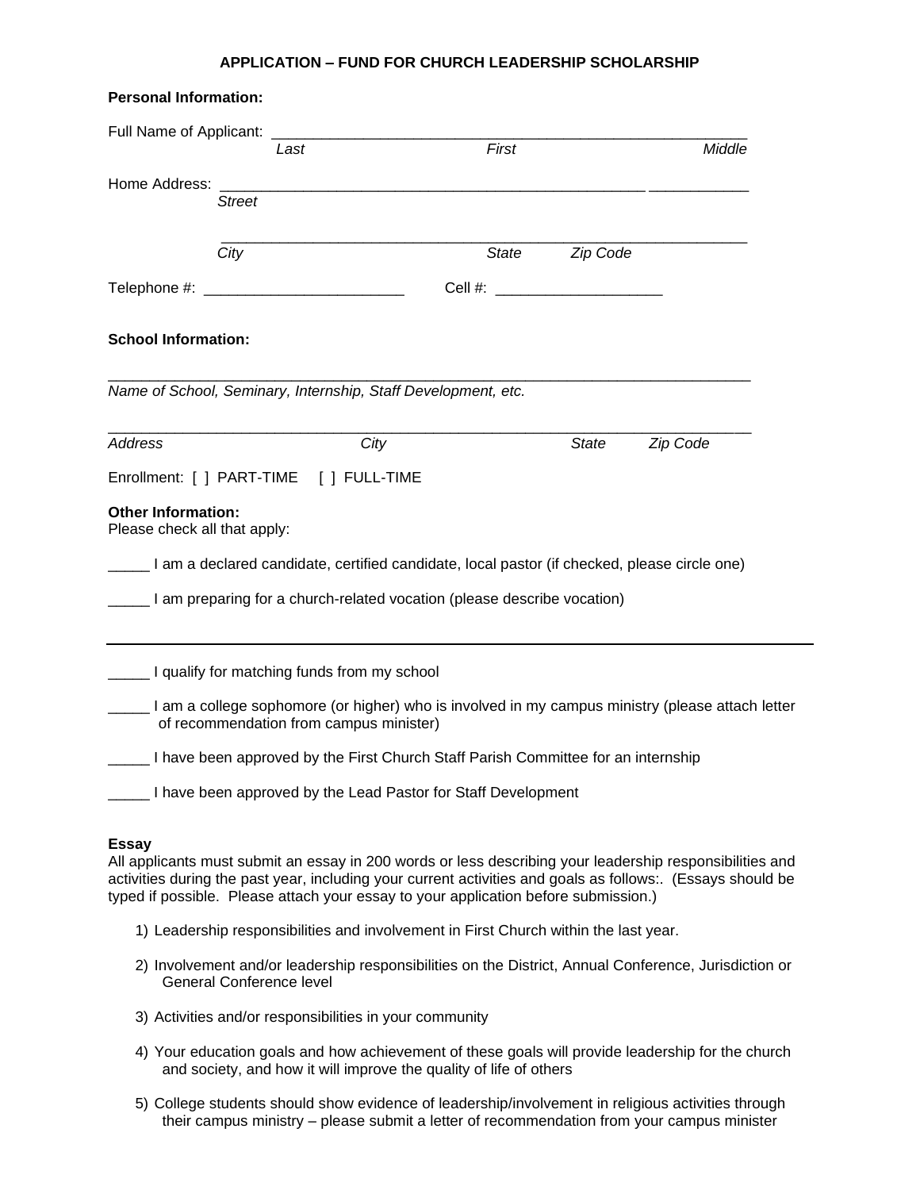**APPLICATION – FUND FOR CHURCH LEADERSHIP SCHOLARSHIP**

**Personal Information:**

Full Name of Applicant: ___________________________________________________________
*Last* *First* *Middle*

Home Address: _______________________________________________________ ____________
*Street*

_________________________________________________________________________
*City* *State* *Zip Code*

Telephone #: ________________________ Cell #: ____________________

**School Information:**

______________________________________________________________________________
*Name of School, Seminary, Internship, Staff Development, etc.*

______________________________________________________________________________
*Address* *City* *State* *Zip Code*

Enrollment: [ ] PART-TIME [ ] FULL-TIME

**Other Information:**
Please check all that apply:

_____ I am a declared candidate, certified candidate, local pastor (if checked, please circle one)

_____ I am preparing for a church-related vocation (please describe vocation)

______________________________________________________________________________

_____ I qualify for matching funds from my school

_____ I am a college sophomore (or higher) who is involved in my campus ministry (please attach letter of recommendation from campus minister)

_____ I have been approved by the First Church Staff Parish Committee for an internship

_____ I have been approved by the Lead Pastor for Staff Development

**Essay**
All applicants must submit an essay in 200 words or less describing your leadership responsibilities and activities during the past year, including your current activities and goals as follows:. (Essays should be typed if possible. Please attach your essay to your application before submission.)

1) Leadership responsibilities and involvement in First Church within the last year.
2) Involvement and/or leadership responsibilities on the District, Annual Conference, Jurisdiction or General Conference level
3) Activities and/or responsibilities in your community
4) Your education goals and how achievement of these goals will provide leadership for the church and society, and how it will improve the quality of life of others
5) College students should show evidence of leadership/involvement in religious activities through their campus ministry – please submit a letter of recommendation from your campus minister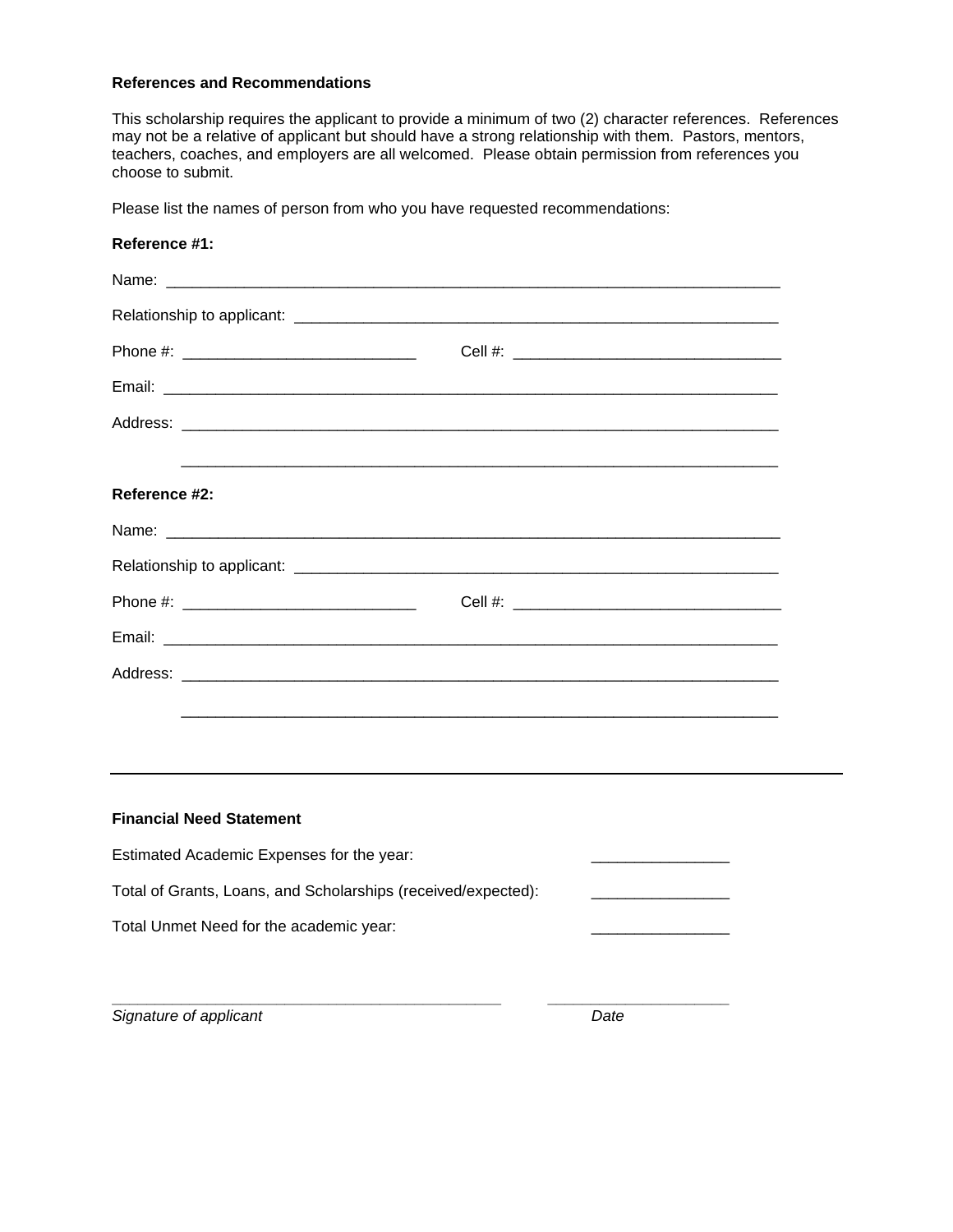**References and Recommendations**

This scholarship requires the applicant to provide a minimum of two (2) character references. References may not be a relative of applicant but should have a strong relationship with them. Pastors, mentors, teachers, coaches, and employers are all welcomed. Please obtain permission from references you choose to submit.

Please list the names of person from who you have requested recommendations:

**Reference #1:**

Name: ___________________________________________________________________________

Relationship to applicant: ____________________________________________________________

Phone #: ____________________________ Cell #: ________________________________

Email: ___________________________________________________________________________

Address: _________________________________________________________________________

_________________________________________________________________________

**Reference #2:**

Name: ___________________________________________________________________________

Relationship to applicant: ____________________________________________________________

Phone #: ____________________________ Cell #: ________________________________

Email: ___________________________________________________________________________

Address: _________________________________________________________________________

_________________________________________________________________________

---

**Financial Need Statement**

Estimated Academic Expenses for the year: ________________

Total of Grants, Loans, and Scholarships (received/expected): ________________

Total Unmet Need for the academic year: ________________

_______________________________________________ ______________________

*Signature of applicant* *Date*